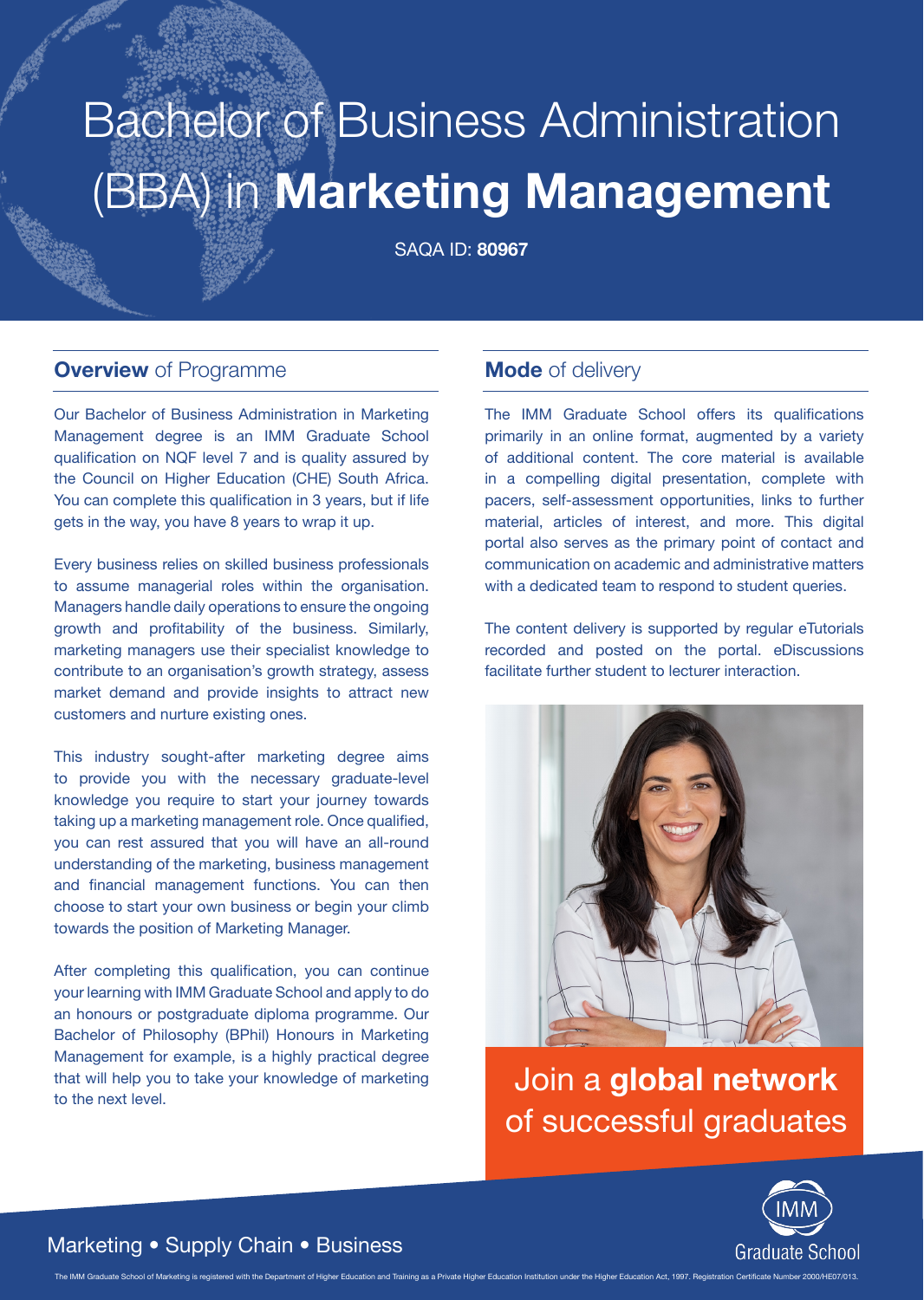# Bachelor of Business Administration (BBA) in **Marketing Management**

SAQA ID: **80967**

## **Overview** of Programme

Our Bachelor of Business Administration in Marketing Management degree is an IMM Graduate School qualification on NQF level 7 and is quality assured by the Council on Higher Education (CHE) South Africa. You can complete this qualification in 3 years, but if life gets in the way, you have 8 years to wrap it up.

Every business relies on skilled business professionals to assume managerial roles within the organisation. Managers handle daily operations to ensure the ongoing growth and profitability of the business. Similarly, marketing managers use their specialist knowledge to contribute to an organisation's growth strategy, assess market demand and provide insights to attract new customers and nurture existing ones.

This industry sought-after marketing degree aims to provide you with the necessary graduate-level knowledge you require to start your journey towards taking up a marketing management role. Once qualified, you can rest assured that you will have an all-round understanding of the marketing, business management and financial management functions. You can then choose to start your own business or begin your climb towards the position of Marketing Manager.

After completing this qualification, you can continue your learning with IMM Graduate School and apply to do an honours or postgraduate diploma programme. Our Bachelor of Philosophy (BPhil) Honours in Marketing Management for example, is a highly practical degree that will help you to take your knowledge of marketing to the next level.

## **Mode** of delivery

The IMM Graduate School offers its qualifications primarily in an online format, augmented by a variety of additional content. The core material is available in a compelling digital presentation, complete with pacers, self-assessment opportunities, links to further material, articles of interest, and more. This digital portal also serves as the primary point of contact and communication on academic and administrative matters with a dedicated team to respond to student queries.

The content delivery is supported by regular eTutorials recorded and posted on the portal. eDiscussions facilitate further student to lecturer interaction.

Join a **global network** of successful graduates

Marketing • Supply Chain • Business

IMM Graduate School

The IMM Graduate School of Marketing is registered with the Department of Higher Education and Training as a Private Higher Education Institution under the Higher Education Act, 1997. Registration Certificate Number 2000/HE07/013.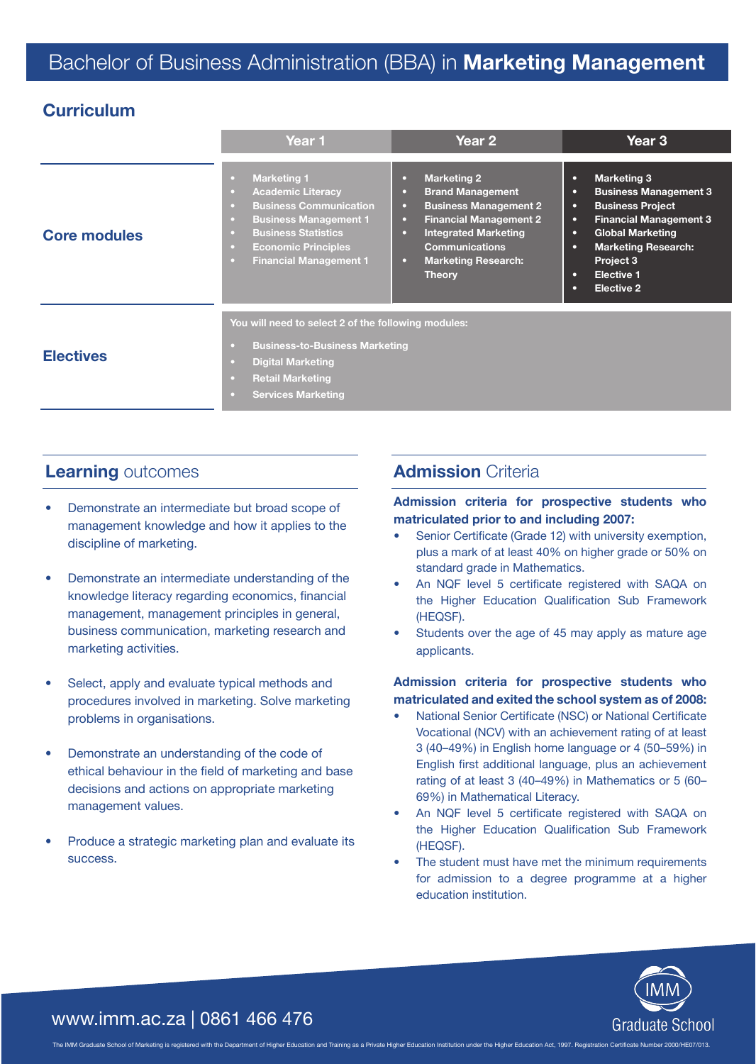# Bachelor of Business Administration (BBA) in **Marketing Management**

## Curriculum

| | Year 1 | Year 2 | Year 3 |
|---|---|---|---|
| **Core modules** | • Marketing 1<br>• Academic Literacy<br>• Business Communication<br>• Business Management 1<br>• Business Statistics<br>• Economic Principles<br>• Financial Management 1 | • Marketing 2<br>• Brand Management<br>• Business Management 2<br>• Financial Management 2<br>• Integrated Marketing Communications<br>• Marketing Research: Theory | • Marketing 3<br>• Business Management 3<br>• Business Project<br>• Financial Management 3<br>• Global Marketing<br>• Marketing Research: Project 3<br>• Elective 1<br>• Elective 2 |
| **Electives** | You will need to select 2 of the following modules:<br>• Business-to-Business Marketing<br>• Digital Marketing<br>• Retail Marketing<br>• Services Marketing | | |

## **Learning** outcomes

- Demonstrate an intermediate but broad scope of management knowledge and how it applies to the discipline of marketing.
- Demonstrate an intermediate understanding of the knowledge literacy regarding economics, financial management, management principles in general, business communication, marketing research and marketing activities.
- Select, apply and evaluate typical methods and procedures involved in marketing. Solve marketing problems in organisations.
- Demonstrate an understanding of the code of ethical behaviour in the field of marketing and base decisions and actions on appropriate marketing management values.
- Produce a strategic marketing plan and evaluate its success.

## **Admission** Criteria

**Admission criteria for prospective students who matriculated prior to and including 2007:**

- Senior Certificate (Grade 12) with university exemption, plus a mark of at least 40% on higher grade or 50% on standard grade in Mathematics.
- An NQF level 5 certificate registered with SAQA on the Higher Education Qualification Sub Framework (HEQSF).
- Students over the age of 45 may apply as mature age applicants.

**Admission criteria for prospective students who matriculated and exited the school system as of 2008:**

- National Senior Certificate (NSC) or National Certificate Vocational (NCV) with an achievement rating of at least 3 (40–49%) in English home language or 4 (50–59%) in English first additional language, plus an achievement rating of at least 3 (40–49%) in Mathematics or 5 (60–69%) in Mathematical Literacy.
- An NQF level 5 certificate registered with SAQA on the Higher Education Qualification Sub Framework (HEQSF).
- The student must have met the minimum requirements for admission to a degree programme at a higher education institution.

www.imm.ac.za | 0861 466 476

IMM Graduate School

The IMM Graduate School of Marketing is registered with the Department of Higher Education and Training as a Private Higher Education Institution under the Higher Education Act, 1997. Registration Certificate Number 2000/HE07/013.